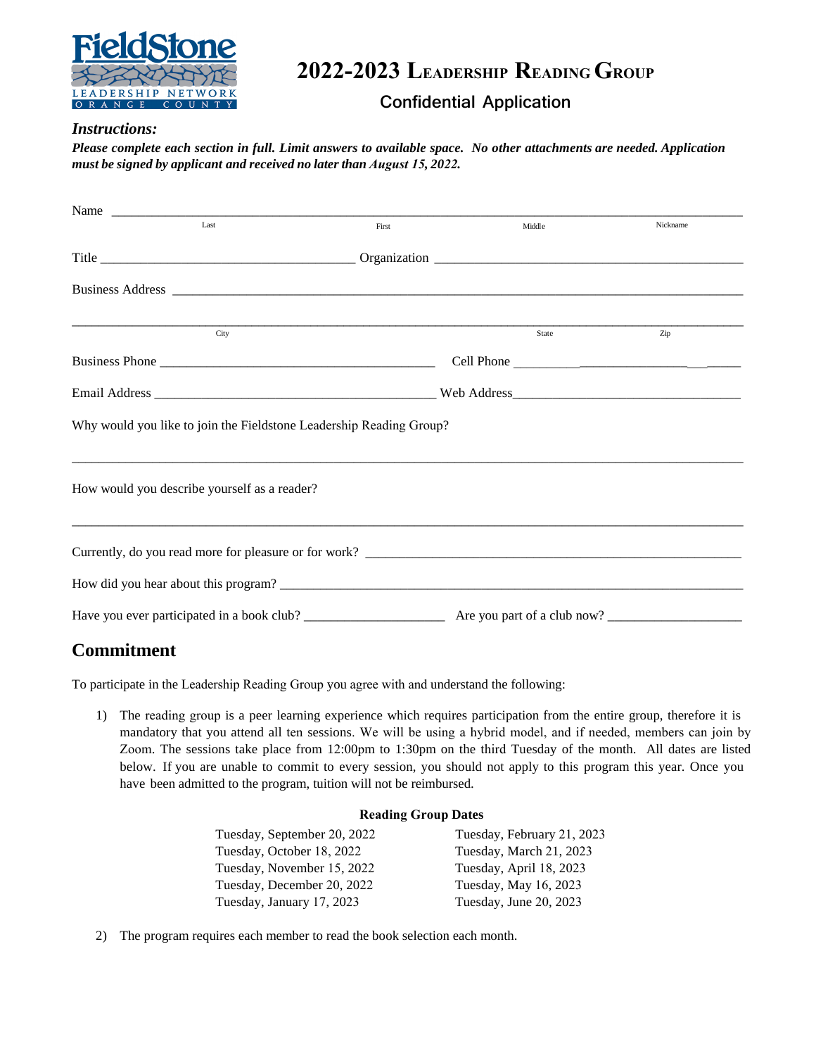# 2022-2023 Leadership Reading Group

## Confidential Application

***Instructions:***

***Please complete each section in full. Limit answers to available space. No other attachments are needed. Application must be signed by applicant and received no later than August 15, 2022.***

Name ______________________________________________________________________________

Last First Middle Nickname

Title _________________________________ Organization ________________________________________

Business Address ________________________________________________________________________

______________________________________________________________________________________

City State Zip

Business Phone ____________________________________ Cell Phone ______________________________

Email Address ____________________________________ Web Address______________________________

Why would you like to join the Fieldstone Leadership Reading Group?

______________________________________________________________________________________

How would you describe yourself as a reader?

______________________________________________________________________________________

Currently, do you read more for pleasure or for work? ________________________________________________

How did you hear about this program? _________________________________________________________

Have you ever participated in a book club? ___________________ Are you part of a club now? __________________

## Commitment

To participate in the Leadership Reading Group you agree with and understand the following:

1) The reading group is a peer learning experience which requires participation from the entire group, therefore it is mandatory that you attend all ten sessions. We will be using a hybrid model, and if needed, members can join by Zoom. The sessions take place from 12:00pm to 1:30pm on the third Tuesday of the month. All dates are listed below. If you are unable to commit to every session, you should not apply to this program this year. Once you have been admitted to the program, tuition will not be reimbursed.

**Reading Group Dates**

| | |
|---|---|
| Tuesday, September 20, 2022 | Tuesday, February 21, 2023 |
| Tuesday, October 18, 2022 | Tuesday, March 21, 2023 |
| Tuesday, November 15, 2022 | Tuesday, April 18, 2023 |
| Tuesday, December 20, 2022 | Tuesday, May 16, 2023 |
| Tuesday, January 17, 2023 | Tuesday, June 20, 2023 |

2) The program requires each member to read the book selection each month.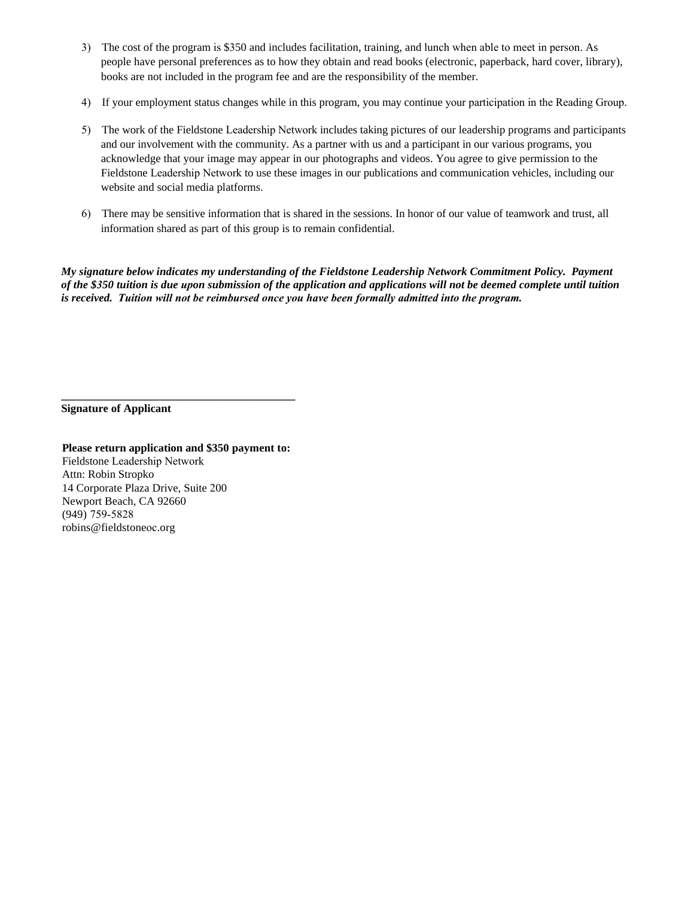3) The cost of the program is $350 and includes facilitation, training, and lunch when able to meet in person. As people have personal preferences as to how they obtain and read books (electronic, paperback, hard cover, library), books are not included in the program fee and are the responsibility of the member.

4) If your employment status changes while in this program, you may continue your participation in the Reading Group.

5) The work of the Fieldstone Leadership Network includes taking pictures of our leadership programs and participants and our involvement with the community. As a partner with us and a participant in our various programs, you acknowledge that your image may appear in our photographs and videos. You agree to give permission to the Fieldstone Leadership Network to use these images in our publications and communication vehicles, including our website and social media platforms.

6) There may be sensitive information that is shared in the sessions. In honor of our value of teamwork and trust, all information shared as part of this group is to remain confidential.

***My signature below indicates my understanding of the Fieldstone Leadership Network Commitment Policy. Payment of the $350 tuition is due upon submission of the application and applications will not be deemed complete until tuition is received. Tuition will not be reimbursed once you have been formally admitted into the program.***

\_\_\_\_\_\_\_\_\_\_\_\_\_\_\_\_\_\_\_\_\_\_\_\_\_\_\_\_\_\_\_\_\_\_\_\_\_\_\_\_

**Signature of Applicant**

**Please return application and $350 payment to:**
Fieldstone Leadership Network
Attn: Robin Stropko
14 Corporate Plaza Drive, Suite 200
Newport Beach, CA 92660
(949) 759-5828
robins@fieldstoneoc.org